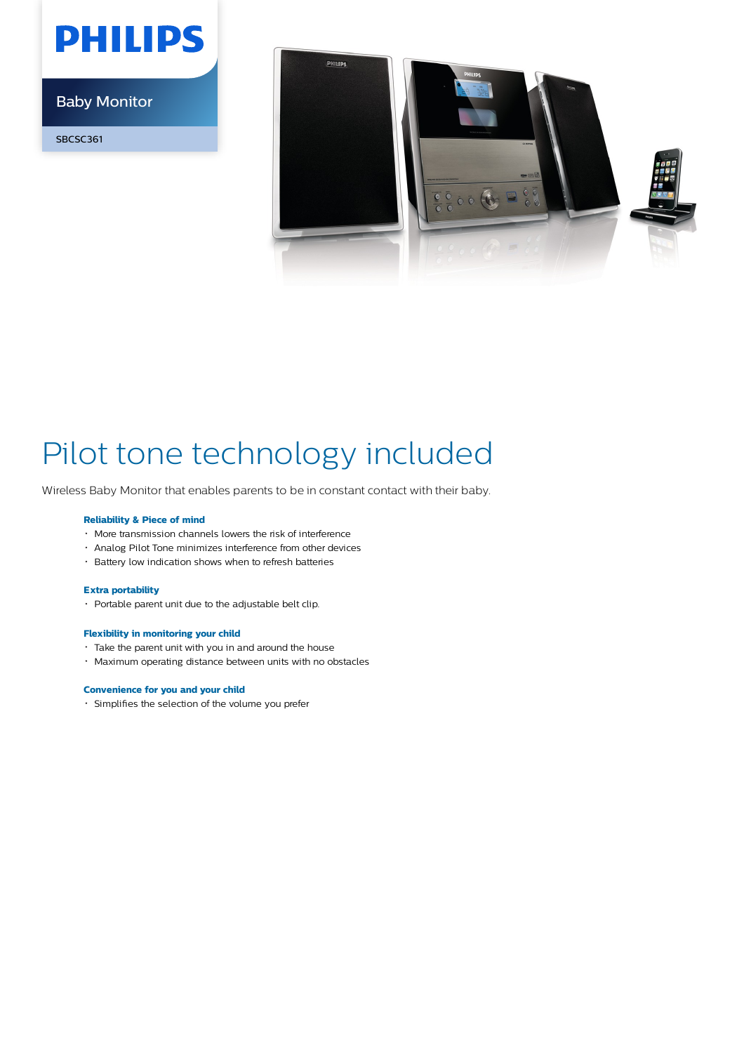PHILIPS

Baby Monitor

SBCSC361

# Pilot tone technology included

Wireless Baby Monitor that enables parents to be in constant contact with their baby.

### Reliability & Piece of mind

- More transmission channels lowers the risk of interference
- Analog Pilot Tone minimizes interference from other devices
- Battery low indication shows when to refresh batteries

### Extra portability

- Portable parent unit due to the adjustable belt clip.

### Flexibility in monitoring your child

- Take the parent unit with you in and around the house
- Maximum operating distance between units with no obstacles

### Convenience for you and your child

- Simplifies the selection of the volume you prefer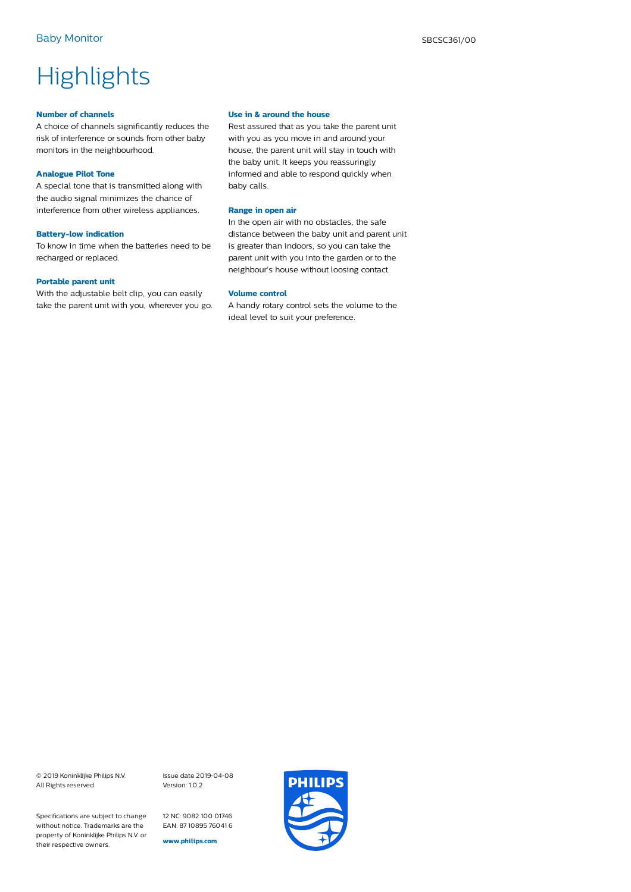# Highlights

### Number of channels

A choice of channels significantly reduces the risk of interference or sounds from other baby monitors in the neighbourhood.

### Analogue Pilot Tone

A special tone that is transmitted along with the audio signal minimizes the chance of interference from other wireless appliances.

### Battery-low indication

To know in time when the batteries need to be recharged or replaced.

### Portable parent unit

With the adjustable belt clip, you can easily take the parent unit with you, wherever you go.

### Use in & around the house

Rest assured that as you take the parent unit with you as you move in and around your house, the parent unit will stay in touch with the baby unit. It keeps you reassuringly informed and able to respond quickly when baby calls.

### Range in open air

In the open air with no obstacles, the safe distance between the baby unit and parent unit is greater than indoors, so you can take the parent unit with you into the garden or to the neighbour's house without loosing contact.

### Volume control

A handy rotary control sets the volume to the ideal level to suit your preference.

© 2019 Koninklijke Philips N.V.
All Rights reserved.

Specifications are subject to change without notice. Trademarks are the property of Koninklijke Philips N.V. or their respective owners.

Issue date 2019-04-08
Version: 1.0.2

12 NC: 9082 100 01746
EAN: 87 10895 76041 6

**www.philips.com**